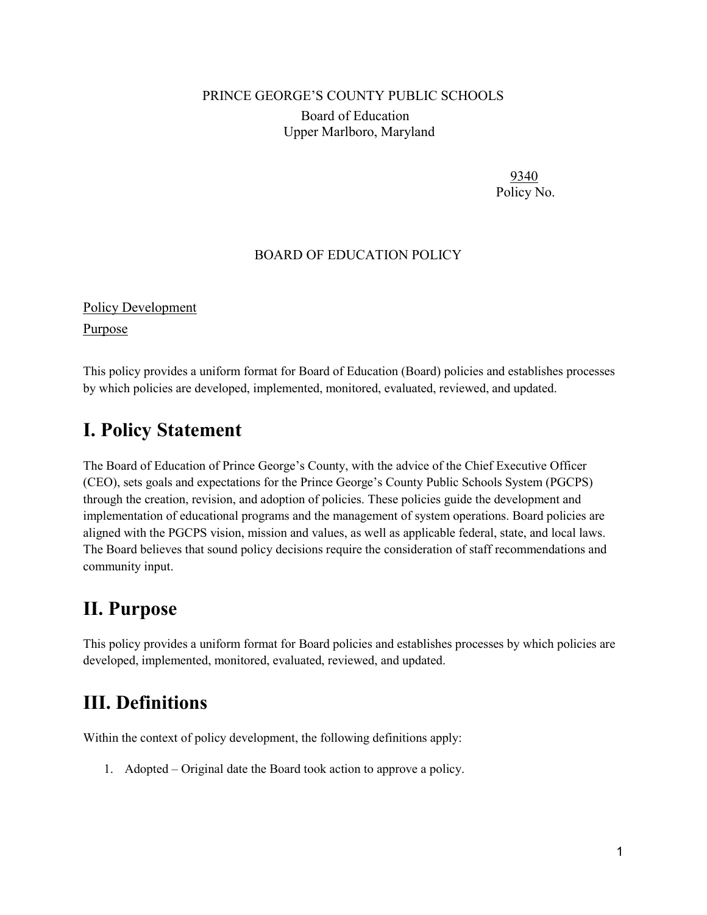PRINCE GEORGE'S COUNTY PUBLIC SCHOOLS

Board of Education
Upper Marlboro, Maryland

9340
Policy No.

BOARD OF EDUCATION POLICY

Policy Development

Purpose

This policy provides a uniform format for Board of Education (Board) policies and establishes processes by which policies are developed, implemented, monitored, evaluated, reviewed, and updated.

# I. Policy Statement

The Board of Education of Prince George's County, with the advice of the Chief Executive Officer (CEO), sets goals and expectations for the Prince George's County Public Schools System (PGCPS) through the creation, revision, and adoption of policies. These policies guide the development and implementation of educational programs and the management of system operations. Board policies are aligned with the PGCPS vision, mission and values, as well as applicable federal, state, and local laws. The Board believes that sound policy decisions require the consideration of staff recommendations and community input.

# II. Purpose

This policy provides a uniform format for Board policies and establishes processes by which policies are developed, implemented, monitored, evaluated, reviewed, and updated.

# III. Definitions

Within the context of policy development, the following definitions apply:

1. Adopted – Original date the Board took action to approve a policy.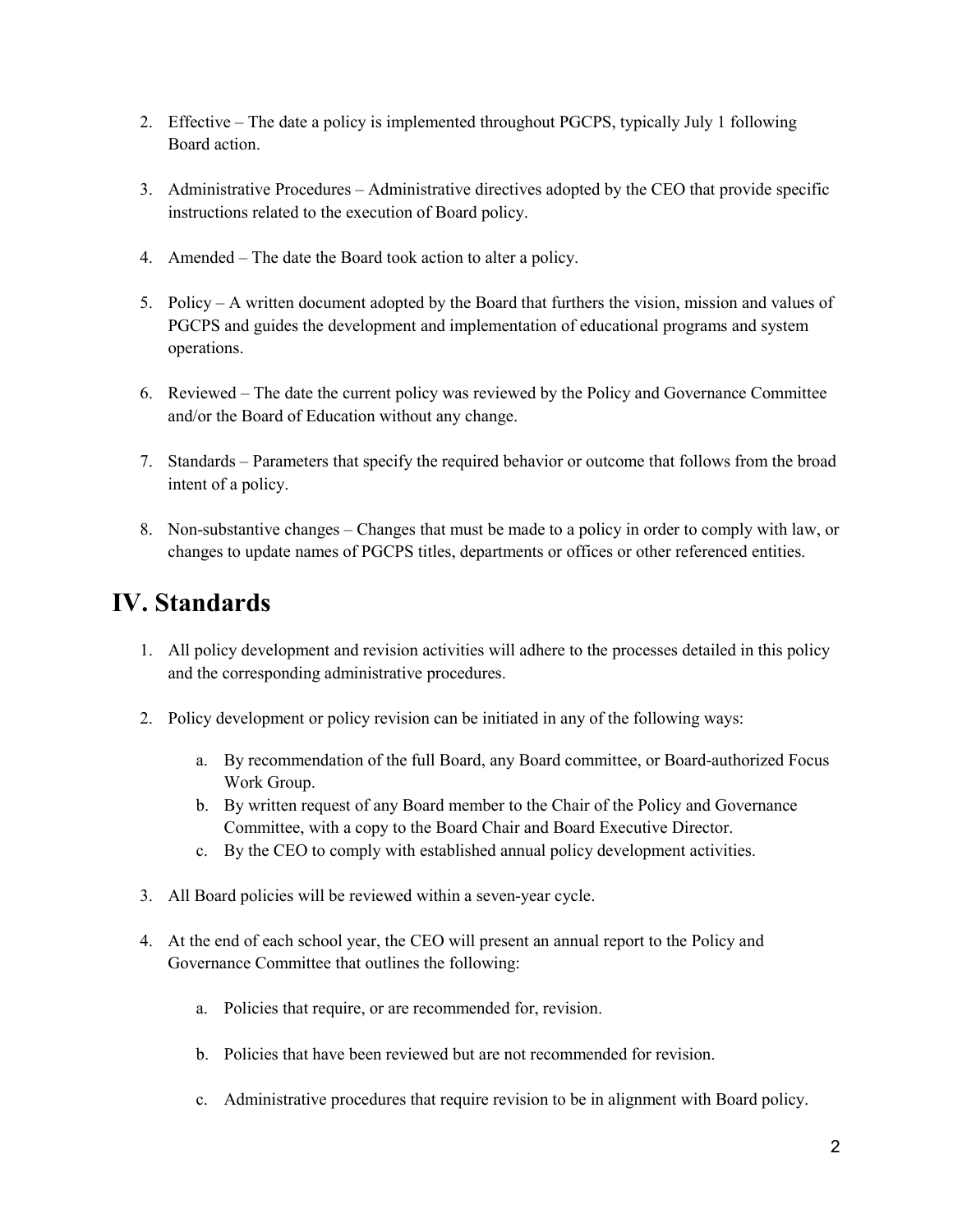2. Effective – The date a policy is implemented throughout PGCPS, typically July 1 following Board action.

3. Administrative Procedures – Administrative directives adopted by the CEO that provide specific instructions related to the execution of Board policy.

4. Amended – The date the Board took action to alter a policy.

5. Policy – A written document adopted by the Board that furthers the vision, mission and values of PGCPS and guides the development and implementation of educational programs and system operations.

6. Reviewed – The date the current policy was reviewed by the Policy and Governance Committee and/or the Board of Education without any change.

7. Standards – Parameters that specify the required behavior or outcome that follows from the broad intent of a policy.

8. Non-substantive changes – Changes that must be made to a policy in order to comply with law, or changes to update names of PGCPS titles, departments or offices or other referenced entities.

## IV. Standards

1. All policy development and revision activities will adhere to the processes detailed in this policy and the corresponding administrative procedures.

2. Policy development or policy revision can be initiated in any of the following ways:

    a. By recommendation of the full Board, any Board committee, or Board-authorized Focus Work Group.
    b. By written request of any Board member to the Chair of the Policy and Governance Committee, with a copy to the Board Chair and Board Executive Director.
    c. By the CEO to comply with established annual policy development activities.

3. All Board policies will be reviewed within a seven-year cycle.

4. At the end of each school year, the CEO will present an annual report to the Policy and Governance Committee that outlines the following:

    a. Policies that require, or are recommended for, revision.

    b. Policies that have been reviewed but are not recommended for revision.

    c. Administrative procedures that require revision to be in alignment with Board policy.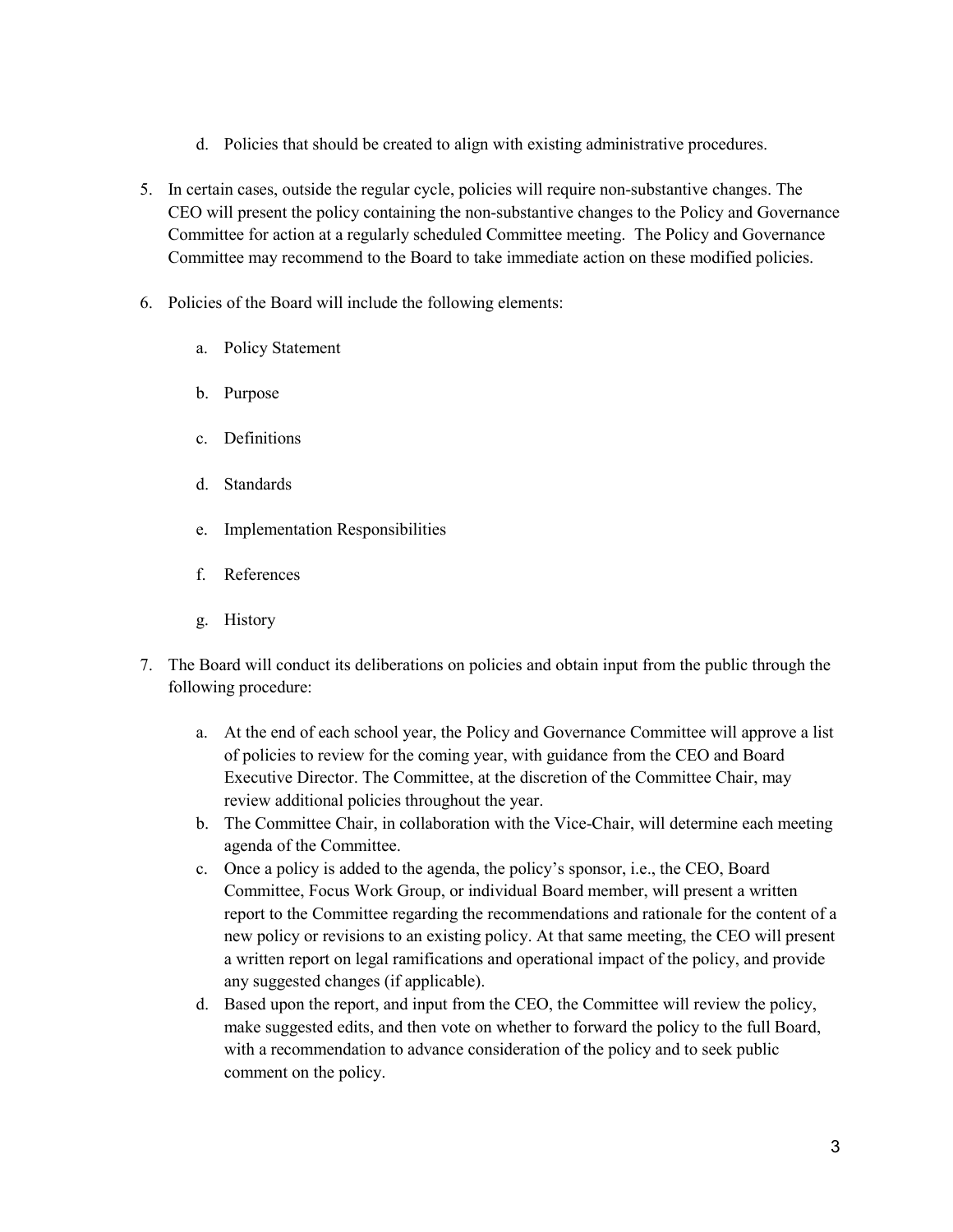d. Policies that should be created to align with existing administrative procedures.

5. In certain cases, outside the regular cycle, policies will require non-substantive changes. The CEO will present the policy containing the non-substantive changes to the Policy and Governance Committee for action at a regularly scheduled Committee meeting. The Policy and Governance Committee may recommend to the Board to take immediate action on these modified policies.

6. Policies of the Board will include the following elements:

   a. Policy Statement

   b. Purpose

   c. Definitions

   d. Standards

   e. Implementation Responsibilities

   f. References

   g. History

7. The Board will conduct its deliberations on policies and obtain input from the public through the following procedure:

   a. At the end of each school year, the Policy and Governance Committee will approve a list of policies to review for the coming year, with guidance from the CEO and Board Executive Director. The Committee, at the discretion of the Committee Chair, may review additional policies throughout the year.
   b. The Committee Chair, in collaboration with the Vice-Chair, will determine each meeting agenda of the Committee.
   c. Once a policy is added to the agenda, the policy's sponsor, i.e., the CEO, Board Committee, Focus Work Group, or individual Board member, will present a written report to the Committee regarding the recommendations and rationale for the content of a new policy or revisions to an existing policy. At that same meeting, the CEO will present a written report on legal ramifications and operational impact of the policy, and provide any suggested changes (if applicable).
   d. Based upon the report, and input from the CEO, the Committee will review the policy, make suggested edits, and then vote on whether to forward the policy to the full Board, with a recommendation to advance consideration of the policy and to seek public comment on the policy.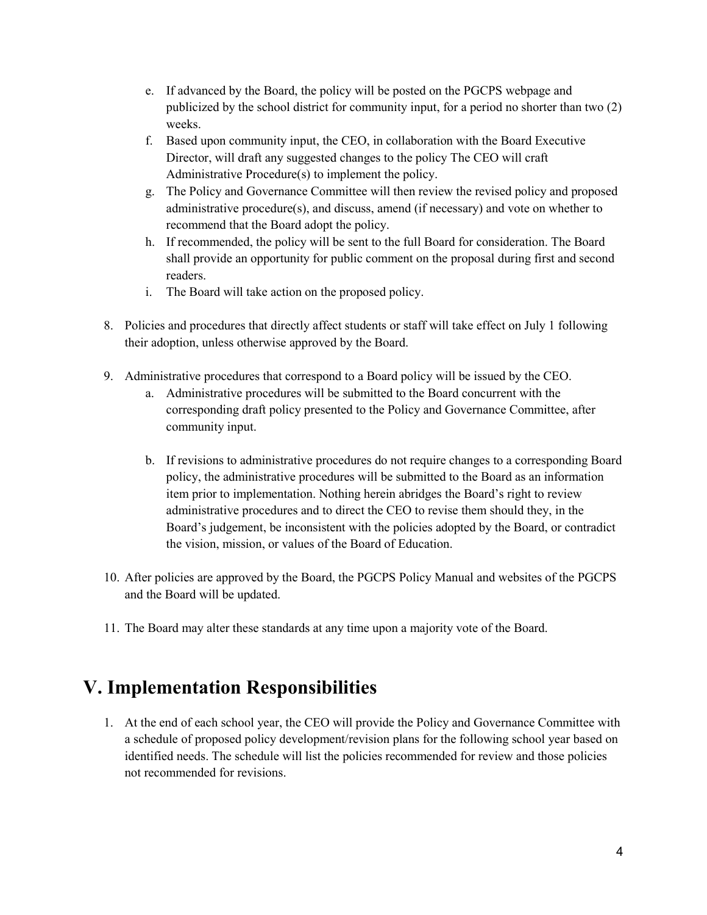e. If advanced by the Board, the policy will be posted on the PGCPS webpage and publicized by the school district for community input, for a period no shorter than two (2) weeks.
f. Based upon community input, the CEO, in collaboration with the Board Executive Director, will draft any suggested changes to the policy The CEO will craft Administrative Procedure(s) to implement the policy.
g. The Policy and Governance Committee will then review the revised policy and proposed administrative procedure(s), and discuss, amend (if necessary) and vote on whether to recommend that the Board adopt the policy.
h. If recommended, the policy will be sent to the full Board for consideration. The Board shall provide an opportunity for public comment on the proposal during first and second readers.
i. The Board will take action on the proposed policy.

8. Policies and procedures that directly affect students or staff will take effect on July 1 following their adoption, unless otherwise approved by the Board.

9. Administrative procedures that correspond to a Board policy will be issued by the CEO.
   a. Administrative procedures will be submitted to the Board concurrent with the corresponding draft policy presented to the Policy and Governance Committee, after community input.

   b. If revisions to administrative procedures do not require changes to a corresponding Board policy, the administrative procedures will be submitted to the Board as an information item prior to implementation. Nothing herein abridges the Board's right to review administrative procedures and to direct the CEO to revise them should they, in the Board's judgement, be inconsistent with the policies adopted by the Board, or contradict the vision, mission, or values of the Board of Education.

10. After policies are approved by the Board, the PGCPS Policy Manual and websites of the PGCPS and the Board will be updated.

11. The Board may alter these standards at any time upon a majority vote of the Board.

# V. Implementation Responsibilities

1. At the end of each school year, the CEO will provide the Policy and Governance Committee with a schedule of proposed policy development/revision plans for the following school year based on identified needs. The schedule will list the policies recommended for review and those policies not recommended for revisions.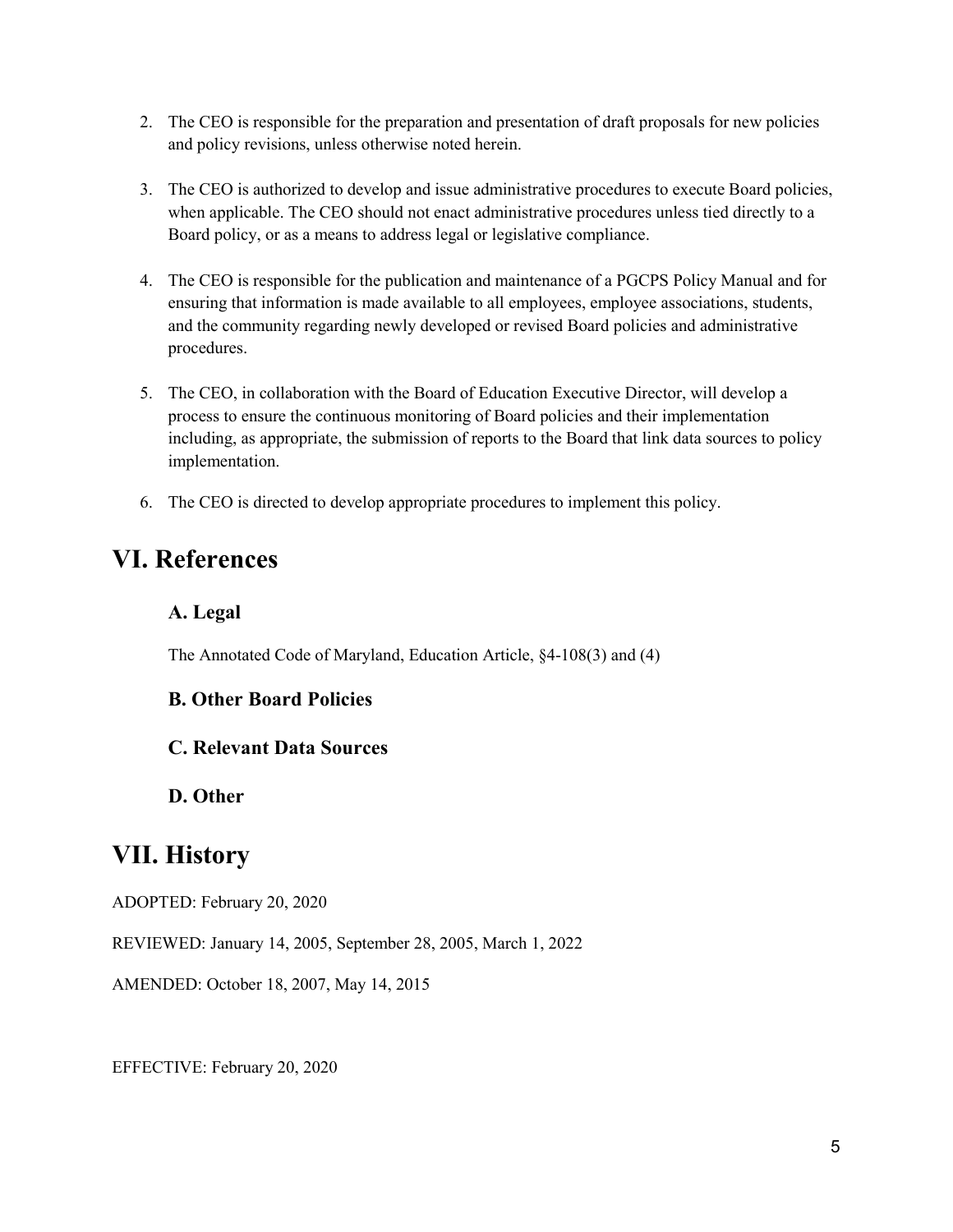2. The CEO is responsible for the preparation and presentation of draft proposals for new policies and policy revisions, unless otherwise noted herein.

3. The CEO is authorized to develop and issue administrative procedures to execute Board policies, when applicable. The CEO should not enact administrative procedures unless tied directly to a Board policy, or as a means to address legal or legislative compliance.

4. The CEO is responsible for the publication and maintenance of a PGCPS Policy Manual and for ensuring that information is made available to all employees, employee associations, students, and the community regarding newly developed or revised Board policies and administrative procedures.

5. The CEO, in collaboration with the Board of Education Executive Director, will develop a process to ensure the continuous monitoring of Board policies and their implementation including, as appropriate, the submission of reports to the Board that link data sources to policy implementation.

6. The CEO is directed to develop appropriate procedures to implement this policy.

## VI. References

### A. Legal

The Annotated Code of Maryland, Education Article, §4-108(3) and (4)

### B. Other Board Policies

### C. Relevant Data Sources

### D. Other

## VII. History

ADOPTED: February 20, 2020

REVIEWED: January 14, 2005, September 28, 2005, March 1, 2022

AMENDED: October 18, 2007, May 14, 2015

EFFECTIVE: February 20, 2020